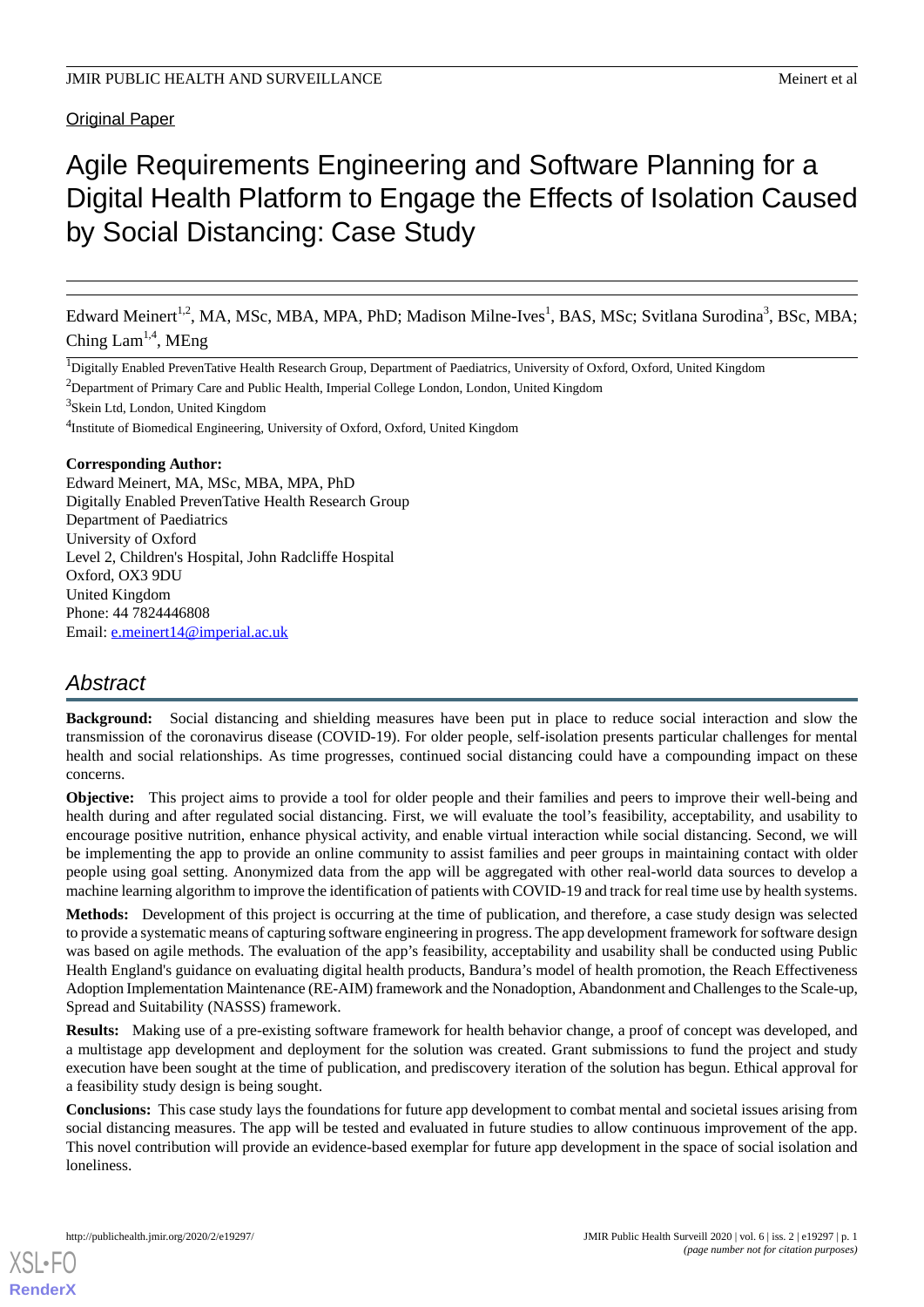Original Paper

# Agile Requirements Engineering and Software Planning for a Digital Health Platform to Engage the Effects of Isolation Caused by Social Distancing: Case Study

Edward Meinert[1,2], MA, MSc, MBA, MPA, PhD; Madison Milne-Ives[1], BAS, MSc; Svitlana Surodina[3], BSc, MBA; Ching Lam[1,4], MEng

[1]Digitally Enabled PrevenTative Health Research Group, Department of Paediatrics, University of Oxford, Oxford, United Kingdom

[2]Department of Primary Care and Public Health, Imperial College London, London, United Kingdom

[3]Skein Ltd, London, United Kingdom

[4]Institute of Biomedical Engineering, University of Oxford, Oxford, United Kingdom

**Corresponding Author:**
Edward Meinert, MA, MSc, MBA, MPA, PhD
Digitally Enabled PrevenTative Health Research Group
Department of Paediatrics
University of Oxford
Level 2, Children's Hospital, John Radcliffe Hospital
Oxford, OX3 9DU
United Kingdom
Phone: 44 7824446808
Email: e.meinert14@imperial.ac.uk

## Abstract

**Background:** Social distancing and shielding measures have been put in place to reduce social interaction and slow the transmission of the coronavirus disease (COVID-19). For older people, self-isolation presents particular challenges for mental health and social relationships. As time progresses, continued social distancing could have a compounding impact on these concerns.

**Objective:** This project aims to provide a tool for older people and their families and peers to improve their well-being and health during and after regulated social distancing. First, we will evaluate the tool's feasibility, acceptability, and usability to encourage positive nutrition, enhance physical activity, and enable virtual interaction while social distancing. Second, we will be implementing the app to provide an online community to assist families and peer groups in maintaining contact with older people using goal setting. Anonymized data from the app will be aggregated with other real-world data sources to develop a machine learning algorithm to improve the identification of patients with COVID-19 and track for real time use by health systems.

**Methods:** Development of this project is occurring at the time of publication, and therefore, a case study design was selected to provide a systematic means of capturing software engineering in progress. The app development framework for software design was based on agile methods. The evaluation of the app's feasibility, acceptability and usability shall be conducted using Public Health England's guidance on evaluating digital health products, Bandura's model of health promotion, the Reach Effectiveness Adoption Implementation Maintenance (RE-AIM) framework and the Nonadoption, Abandonment and Challenges to the Scale-up, Spread and Suitability (NASSS) framework.

**Results:** Making use of a pre-existing software framework for health behavior change, a proof of concept was developed, and a multistage app development and deployment for the solution was created. Grant submissions to fund the project and study execution have been sought at the time of publication, and prediscovery iteration of the solution has begun. Ethical approval for a feasibility study design is being sought.

**Conclusions:** This case study lays the foundations for future app development to combat mental and societal issues arising from social distancing measures. The app will be tested and evaluated in future studies to allow continuous improvement of the app. This novel contribution will provide an evidence-based exemplar for future app development in the space of social isolation and loneliness.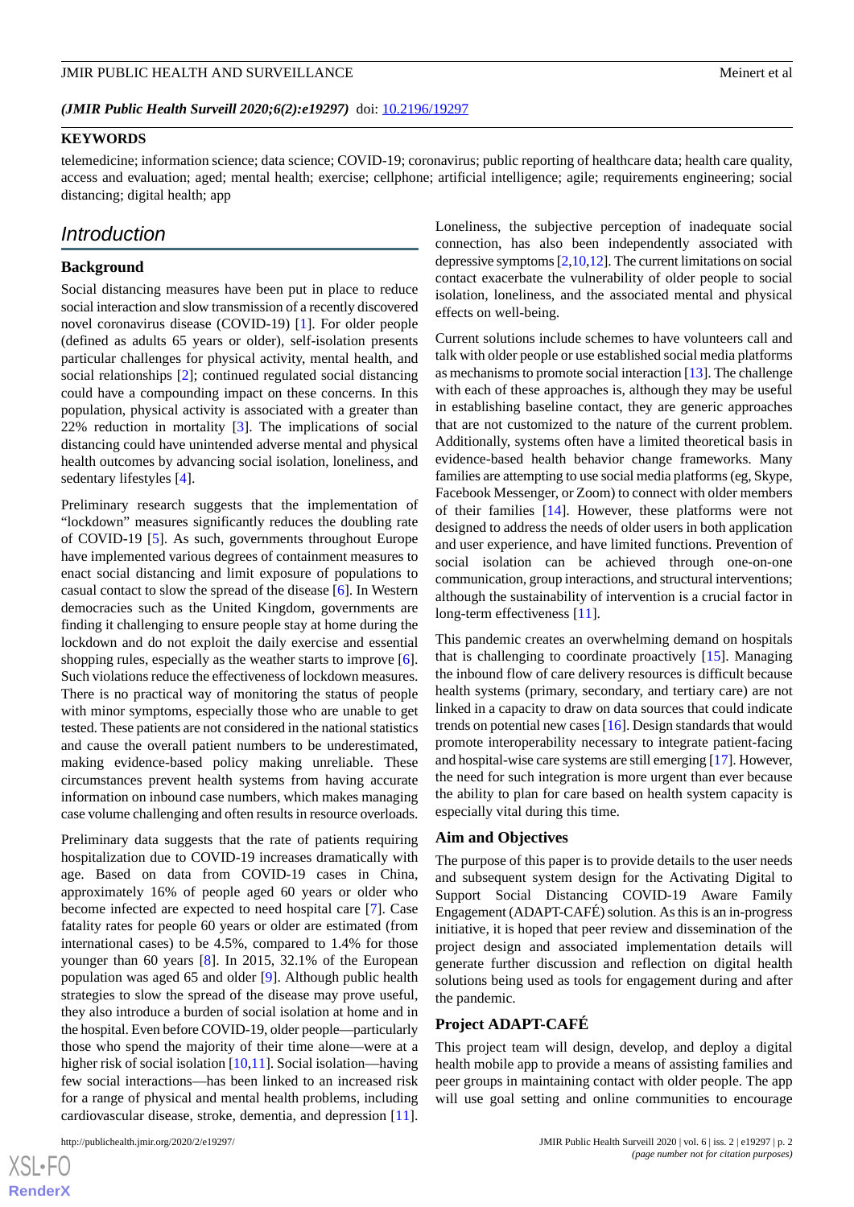*(JMIR Public Health Surveill 2020;6(2):e19297)* doi: 10.2196/19297

**KEYWORDS**

telemedicine; information science; data science; COVID-19; coronavirus; public reporting of healthcare data; health care quality, access and evaluation; aged; mental health; exercise; cellphone; artificial intelligence; agile; requirements engineering; social distancing; digital health; app

## Introduction

### Background

Social distancing measures have been put in place to reduce social interaction and slow transmission of a recently discovered novel coronavirus disease (COVID-19) [1]. For older people (defined as adults 65 years or older), self-isolation presents particular challenges for physical activity, mental health, and social relationships [2]; continued regulated social distancing could have a compounding impact on these concerns. In this population, physical activity is associated with a greater than 22% reduction in mortality [3]. The implications of social distancing could have unintended adverse mental and physical health outcomes by advancing social isolation, loneliness, and sedentary lifestyles [4].

Preliminary research suggests that the implementation of "lockdown" measures significantly reduces the doubling rate of COVID-19 [5]. As such, governments throughout Europe have implemented various degrees of containment measures to enact social distancing and limit exposure of populations to casual contact to slow the spread of the disease [6]. In Western democracies such as the United Kingdom, governments are finding it challenging to ensure people stay at home during the lockdown and do not exploit the daily exercise and essential shopping rules, especially as the weather starts to improve [6]. Such violations reduce the effectiveness of lockdown measures. There is no practical way of monitoring the status of people with minor symptoms, especially those who are unable to get tested. These patients are not considered in the national statistics and cause the overall patient numbers to be underestimated, making evidence-based policy making unreliable. These circumstances prevent health systems from having accurate information on inbound case numbers, which makes managing case volume challenging and often results in resource overloads.

Preliminary data suggests that the rate of patients requiring hospitalization due to COVID-19 increases dramatically with age. Based on data from COVID-19 cases in China, approximately 16% of people aged 60 years or older who become infected are expected to need hospital care [7]. Case fatality rates for people 60 years or older are estimated (from international cases) to be 4.5%, compared to 1.4% for those younger than 60 years [8]. In 2015, 32.1% of the European population was aged 65 and older [9]. Although public health strategies to slow the spread of the disease may prove useful, they also introduce a burden of social isolation at home and in the hospital. Even before COVID-19, older people—particularly those who spend the majority of their time alone—were at a higher risk of social isolation [10,11]. Social isolation—having few social interactions—has been linked to an increased risk for a range of physical and mental health problems, including cardiovascular disease, stroke, dementia, and depression [11]. Loneliness, the subjective perception of inadequate social connection, has also been independently associated with depressive symptoms [2,10,12]. The current limitations on social contact exacerbate the vulnerability of older people to social isolation, loneliness, and the associated mental and physical effects on well-being.

Current solutions include schemes to have volunteers call and talk with older people or use established social media platforms as mechanisms to promote social interaction [13]. The challenge with each of these approaches is, although they may be useful in establishing baseline contact, they are generic approaches that are not customized to the nature of the current problem. Additionally, systems often have a limited theoretical basis in evidence-based health behavior change frameworks. Many families are attempting to use social media platforms (eg, Skype, Facebook Messenger, or Zoom) to connect with older members of their families [14]. However, these platforms were not designed to address the needs of older users in both application and user experience, and have limited functions. Prevention of social isolation can be achieved through one-on-one communication, group interactions, and structural interventions; although the sustainability of intervention is a crucial factor in long-term effectiveness [11].

This pandemic creates an overwhelming demand on hospitals that is challenging to coordinate proactively [15]. Managing the inbound flow of care delivery resources is difficult because health systems (primary, secondary, and tertiary care) are not linked in a capacity to draw on data sources that could indicate trends on potential new cases [16]. Design standards that would promote interoperability necessary to integrate patient-facing and hospital-wise care systems are still emerging [17]. However, the need for such integration is more urgent than ever because the ability to plan for care based on health system capacity is especially vital during this time.

### Aim and Objectives

The purpose of this paper is to provide details to the user needs and subsequent system design for the Activating Digital to Support Social Distancing COVID-19 Aware Family Engagement (ADAPT-CAFÉ) solution. As this is an in-progress initiative, it is hoped that peer review and dissemination of the project design and associated implementation details will generate further discussion and reflection on digital health solutions being used as tools for engagement during and after the pandemic.

### Project ADAPT-CAFÉ

This project team will design, develop, and deploy a digital health mobile app to provide a means of assisting families and peer groups in maintaining contact with older people. The app will use goal setting and online communities to encourage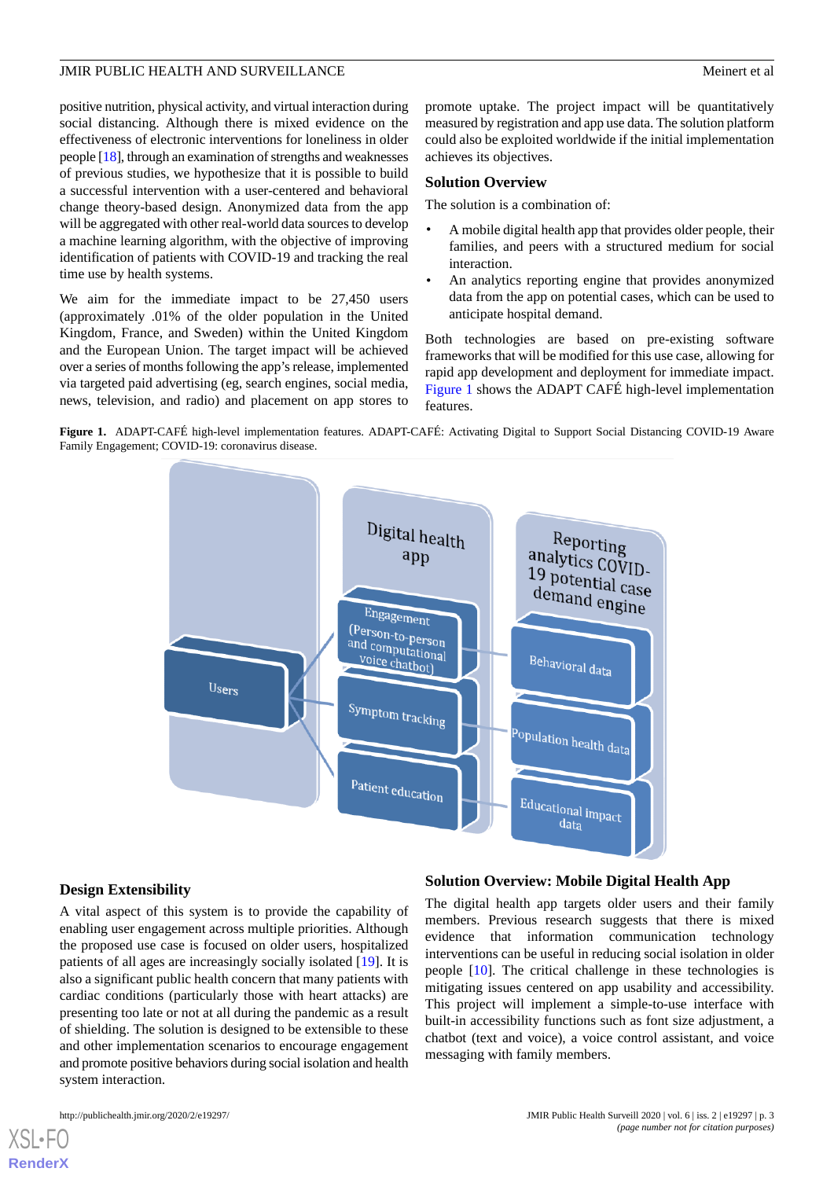positive nutrition, physical activity, and virtual interaction during social distancing. Although there is mixed evidence on the effectiveness of electronic interventions for loneliness in older people [18], through an examination of strengths and weaknesses of previous studies, we hypothesize that it is possible to build a successful intervention with a user-centered and behavioral change theory-based design. Anonymized data from the app will be aggregated with other real-world data sources to develop a machine learning algorithm, with the objective of improving identification of patients with COVID-19 and tracking the real time use by health systems.

We aim for the immediate impact to be 27,450 users (approximately .01% of the older population in the United Kingdom, France, and Sweden) within the United Kingdom and the European Union. The target impact will be achieved over a series of months following the app's release, implemented via targeted paid advertising (eg, search engines, social media, news, television, and radio) and placement on app stores to promote uptake. The project impact will be quantitatively measured by registration and app use data. The solution platform could also be exploited worldwide if the initial implementation achieves its objectives.

### Solution Overview

The solution is a combination of:

- A mobile digital health app that provides older people, their families, and peers with a structured medium for social interaction.
- An analytics reporting engine that provides anonymized data from the app on potential cases, which can be used to anticipate hospital demand.

Both technologies are based on pre-existing software frameworks that will be modified for this use case, allowing for rapid app development and deployment for immediate impact. Figure 1 shows the ADAPT CAFÉ high-level implementation features.

**Figure 1.** ADAPT-CAFÉ high-level implementation features. ADAPT-CAFÉ: Activating Digital to Support Social Distancing COVID-19 Aware Family Engagement; COVID-19: coronavirus disease.

### Design Extensibility

A vital aspect of this system is to provide the capability of enabling user engagement across multiple priorities. Although the proposed use case is focused on older users, hospitalized patients of all ages are increasingly socially isolated [19]. It is also a significant public health concern that many patients with cardiac conditions (particularly those with heart attacks) are presenting too late or not at all during the pandemic as a result of shielding. The solution is designed to be extensible to these and other implementation scenarios to encourage engagement and promote positive behaviors during social isolation and health system interaction.

### Solution Overview: Mobile Digital Health App

The digital health app targets older users and their family members. Previous research suggests that there is mixed evidence that information communication technology interventions can be useful in reducing social isolation in older people [10]. The critical challenge in these technologies is mitigating issues centered on app usability and accessibility. This project will implement a simple-to-use interface with built-in accessibility functions such as font size adjustment, a chatbot (text and voice), a voice control assistant, and voice messaging with family members.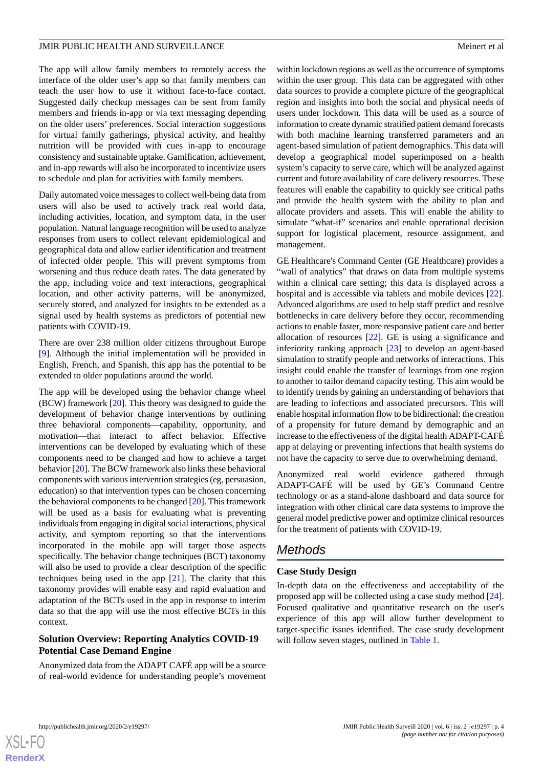The app will allow family members to remotely access the interface of the older user's app so that family members can teach the user how to use it without face-to-face contact. Suggested daily checkup messages can be sent from family members and friends in-app or via text messaging depending on the older users' preferences. Social interaction suggestions for virtual family gatherings, physical activity, and healthy nutrition will be provided with cues in-app to encourage consistency and sustainable uptake. Gamification, achievement, and in-app rewards will also be incorporated to incentivize users to schedule and plan for activities with family members.

Daily automated voice messages to collect well-being data from users will also be used to actively track real world data, including activities, location, and symptom data, in the user population. Natural language recognition will be used to analyze responses from users to collect relevant epidemiological and geographical data and allow earlier identification and treatment of infected older people. This will prevent symptoms from worsening and thus reduce death rates. The data generated by the app, including voice and text interactions, geographical location, and other activity patterns, will be anonymized, securely stored, and analyzed for insights to be extended as a signal used by health systems as predictors of potential new patients with COVID-19.

There are over 238 million older citizens throughout Europe [9]. Although the initial implementation will be provided in English, French, and Spanish, this app has the potential to be extended to older populations around the world.

The app will be developed using the behavior change wheel (BCW) framework [20]. This theory was designed to guide the development of behavior change interventions by outlining three behavioral components—capability, opportunity, and motivation—that interact to affect behavior. Effective interventions can be developed by evaluating which of these components need to be changed and how to achieve a target behavior [20]. The BCW framework also links these behavioral components with various intervention strategies (eg, persuasion, education) so that intervention types can be chosen concerning the behavioral components to be changed [20]. This framework will be used as a basis for evaluating what is preventing individuals from engaging in digital social interactions, physical activity, and symptom reporting so that the interventions incorporated in the mobile app will target those aspects specifically. The behavior change techniques (BCT) taxonomy will also be used to provide a clear description of the specific techniques being used in the app [21]. The clarity that this taxonomy provides will enable easy and rapid evaluation and adaptation of the BCTs used in the app in response to interim data so that the app will use the most effective BCTs in this context.

### Solution Overview: Reporting Analytics COVID-19 Potential Case Demand Engine

Anonymized data from the ADAPT CAFÉ app will be a source of real-world evidence for understanding people's movement within lockdown regions as well as the occurrence of symptoms within the user group. This data can be aggregated with other data sources to provide a complete picture of the geographical region and insights into both the social and physical needs of users under lockdown. This data will be used as a source of information to create dynamic stratified patient demand forecasts with both machine learning transferred parameters and an agent-based simulation of patient demographics. This data will develop a geographical model superimposed on a health system's capacity to serve care, which will be analyzed against current and future availability of care delivery resources. These features will enable the capability to quickly see critical paths and provide the health system with the ability to plan and allocate providers and assets. This will enable the ability to simulate "what-if" scenarios and enable operational decision support for logistical placement, resource assignment, and management.

GE Healthcare's Command Center (GE Healthcare) provides a "wall of analytics" that draws on data from multiple systems within a clinical care setting; this data is displayed across a hospital and is accessible via tablets and mobile devices [22]. Advanced algorithms are used to help staff predict and resolve bottlenecks in care delivery before they occur, recommending actions to enable faster, more responsive patient care and better allocation of resources [22]. GE is using a significance and inferiority ranking approach [23] to develop an agent-based simulation to stratify people and networks of interactions. This insight could enable the transfer of learnings from one region to another to tailor demand capacity testing. This aim would be to identify trends by gaining an understanding of behaviors that are leading to infections and associated precursors. This will enable hospital information flow to be bidirectional: the creation of a propensity for future demand by demographic and an increase to the effectiveness of the digital health ADAPT-CAFÉ app at delaying or preventing infections that health systems do not have the capacity to serve due to overwhelming demand.

Anonymized real world evidence gathered through ADAPT-CAFÉ will be used by GE's Command Centre technology or as a stand-alone dashboard and data source for integration with other clinical care data systems to improve the general model predictive power and optimize clinical resources for the treatment of patients with COVID-19.

## Methods

### Case Study Design

In-depth data on the effectiveness and acceptability of the proposed app will be collected using a case study method [24]. Focused qualitative and quantitative research on the user's experience of this app will allow further development to target-specific issues identified. The case study development will follow seven stages, outlined in Table 1.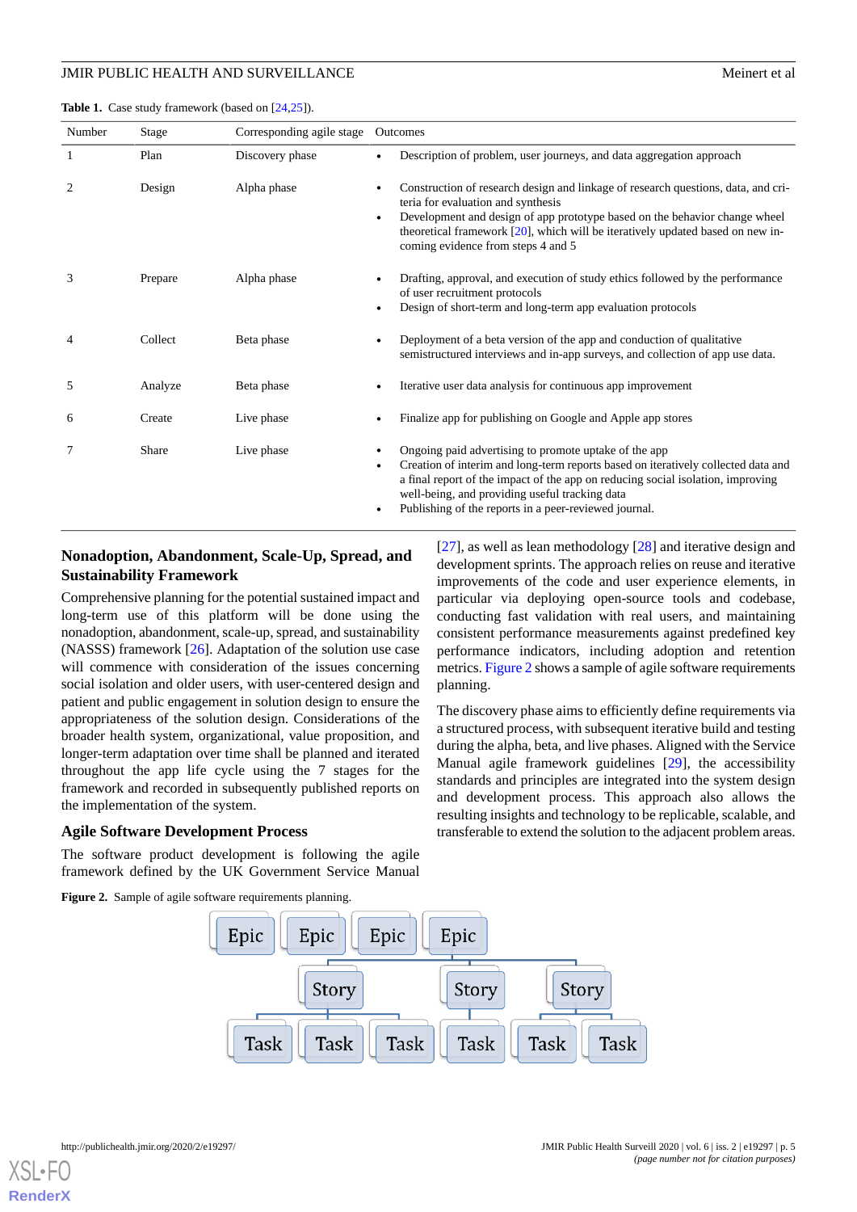**Table 1.** Case study framework (based on [24,25]).

| Number | Stage | Corresponding agile stage | Outcomes |
|---|---|---|---|
| 1 | Plan | Discovery phase | • Description of problem, user journeys, and data aggregation approach |
| 2 | Design | Alpha phase | • Construction of research design and linkage of research questions, data, and criteria for evaluation and synthesis<br>• Development and design of app prototype based on the behavior change wheel theoretical framework [20], which will be iteratively updated based on new incoming evidence from steps 4 and 5 |
| 3 | Prepare | Alpha phase | • Drafting, approval, and execution of study ethics followed by the performance of user recruitment protocols<br>• Design of short-term and long-term app evaluation protocols |
| 4 | Collect | Beta phase | • Deployment of a beta version of the app and conduction of qualitative semistructured interviews and in-app surveys, and collection of app use data. |
| 5 | Analyze | Beta phase | • Iterative user data analysis for continuous app improvement |
| 6 | Create | Live phase | • Finalize app for publishing on Google and Apple app stores |
| 7 | Share | Live phase | • Ongoing paid advertising to promote uptake of the app<br>• Creation of interim and long-term reports based on iteratively collected data and a final report of the impact of the app on reducing social isolation, improving well-being, and providing useful tracking data<br>• Publishing of the reports in a peer-reviewed journal. |

## Nonadoption, Abandonment, Scale-Up, Spread, and Sustainability Framework

Comprehensive planning for the potential sustained impact and long-term use of this platform will be done using the nonadoption, abandonment, scale-up, spread, and sustainability (NASSS) framework [26]. Adaptation of the solution use case will commence with consideration of the issues concerning social isolation and older users, with user-centered design and patient and public engagement in solution design to ensure the appropriateness of the solution design. Considerations of the broader health system, organizational, value proposition, and longer-term adaptation over time shall be planned and iterated throughout the app life cycle using the 7 stages for the framework and recorded in subsequently published reports on the implementation of the system.

## Agile Software Development Process

The software product development is following the agile framework defined by the UK Government Service Manual [27], as well as lean methodology [28] and iterative design and development sprints. The approach relies on reuse and iterative improvements of the code and user experience elements, in particular via deploying open-source tools and codebase, conducting fast validation with real users, and maintaining consistent performance measurements against predefined key performance indicators, including adoption and retention metrics. Figure 2 shows a sample of agile software requirements planning.

The discovery phase aims to efficiently define requirements via a structured process, with subsequent iterative build and testing during the alpha, beta, and live phases. Aligned with the Service Manual agile framework guidelines [29], the accessibility standards and principles are integrated into the system design and development process. This approach also allows the resulting insights and technology to be replicable, scalable, and transferable to extend the solution to the adjacent problem areas.

**Figure 2.** Sample of agile software requirements planning.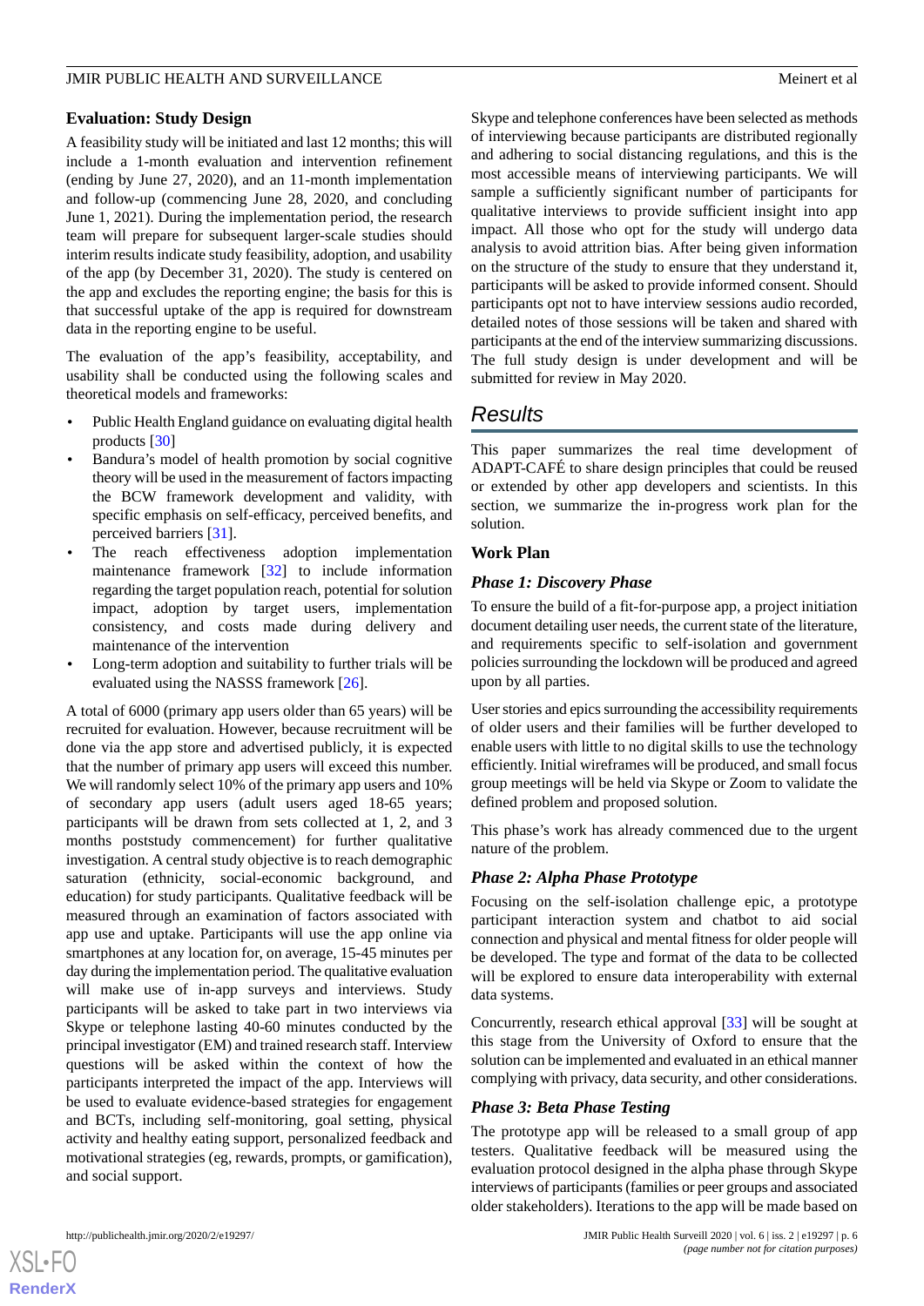### Evaluation: Study Design

A feasibility study will be initiated and last 12 months; this will include a 1-month evaluation and intervention refinement (ending by June 27, 2020), and an 11-month implementation and follow-up (commencing June 28, 2020, and concluding June 1, 2021). During the implementation period, the research team will prepare for subsequent larger-scale studies should interim results indicate study feasibility, adoption, and usability of the app (by December 31, 2020). The study is centered on the app and excludes the reporting engine; the basis for this is that successful uptake of the app is required for downstream data in the reporting engine to be useful.

The evaluation of the app's feasibility, acceptability, and usability shall be conducted using the following scales and theoretical models and frameworks:

- Public Health England guidance on evaluating digital health products [30]
- Bandura's model of health promotion by social cognitive theory will be used in the measurement of factors impacting the BCW framework development and validity, with specific emphasis on self-efficacy, perceived benefits, and perceived barriers [31].
- The reach effectiveness adoption implementation maintenance framework [32] to include information regarding the target population reach, potential for solution impact, adoption by target users, implementation consistency, and costs made during delivery and maintenance of the intervention
- Long-term adoption and suitability to further trials will be evaluated using the NASSS framework [26].

A total of 6000 (primary app users older than 65 years) will be recruited for evaluation. However, because recruitment will be done via the app store and advertised publicly, it is expected that the number of primary app users will exceed this number. We will randomly select 10% of the primary app users and 10% of secondary app users (adult users aged 18-65 years; participants will be drawn from sets collected at 1, 2, and 3 months poststudy commencement) for further qualitative investigation. A central study objective is to reach demographic saturation (ethnicity, social-economic background, and education) for study participants. Qualitative feedback will be measured through an examination of factors associated with app use and uptake. Participants will use the app online via smartphones at any location for, on average, 15-45 minutes per day during the implementation period. The qualitative evaluation will make use of in-app surveys and interviews. Study participants will be asked to take part in two interviews via Skype or telephone lasting 40-60 minutes conducted by the principal investigator (EM) and trained research staff. Interview questions will be asked within the context of how the participants interpreted the impact of the app. Interviews will be used to evaluate evidence-based strategies for engagement and BCTs, including self-monitoring, goal setting, physical activity and healthy eating support, personalized feedback and motivational strategies (eg, rewards, prompts, or gamification), and social support.

Skype and telephone conferences have been selected as methods of interviewing because participants are distributed regionally and adhering to social distancing regulations, and this is the most accessible means of interviewing participants. We will sample a sufficiently significant number of participants for qualitative interviews to provide sufficient insight into app impact. All those who opt for the study will undergo data analysis to avoid attrition bias. After being given information on the structure of the study to ensure that they understand it, participants will be asked to provide informed consent. Should participants opt not to have interview sessions audio recorded, detailed notes of those sessions will be taken and shared with participants at the end of the interview summarizing discussions. The full study design is under development and will be submitted for review in May 2020.

## Results

This paper summarizes the real time development of ADAPT-CAFÉ to share design principles that could be reused or extended by other app developers and scientists. In this section, we summarize the in-progress work plan for the solution.

### Work Plan

#### *Phase 1: Discovery Phase*

To ensure the build of a fit-for-purpose app, a project initiation document detailing user needs, the current state of the literature, and requirements specific to self-isolation and government policies surrounding the lockdown will be produced and agreed upon by all parties.

User stories and epics surrounding the accessibility requirements of older users and their families will be further developed to enable users with little to no digital skills to use the technology efficiently. Initial wireframes will be produced, and small focus group meetings will be held via Skype or Zoom to validate the defined problem and proposed solution.

This phase's work has already commenced due to the urgent nature of the problem.

#### *Phase 2: Alpha Phase Prototype*

Focusing on the self-isolation challenge epic, a prototype participant interaction system and chatbot to aid social connection and physical and mental fitness for older people will be developed. The type and format of the data to be collected will be explored to ensure data interoperability with external data systems.

Concurrently, research ethical approval [33] will be sought at this stage from the University of Oxford to ensure that the solution can be implemented and evaluated in an ethical manner complying with privacy, data security, and other considerations.

#### *Phase 3: Beta Phase Testing*

The prototype app will be released to a small group of app testers. Qualitative feedback will be measured using the evaluation protocol designed in the alpha phase through Skype interviews of participants (families or peer groups and associated older stakeholders). Iterations to the app will be made based on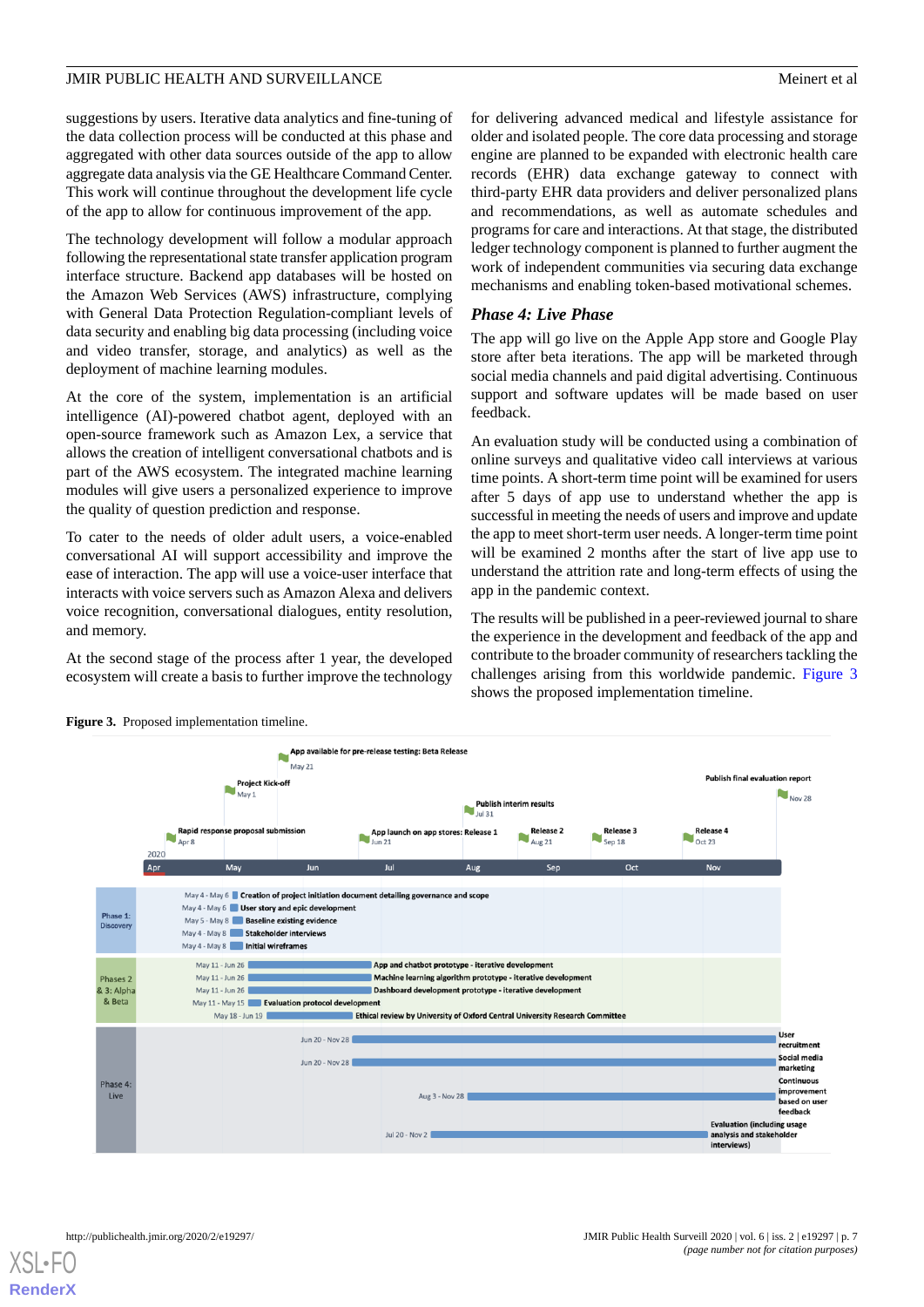suggestions by users. Iterative data analytics and fine-tuning of the data collection process will be conducted at this phase and aggregated with other data sources outside of the app to allow aggregate data analysis via the GE Healthcare Command Center. This work will continue throughout the development life cycle of the app to allow for continuous improvement of the app.

The technology development will follow a modular approach following the representational state transfer application program interface structure. Backend app databases will be hosted on the Amazon Web Services (AWS) infrastructure, complying with General Data Protection Regulation-compliant levels of data security and enabling big data processing (including voice and video transfer, storage, and analytics) as well as the deployment of machine learning modules.

At the core of the system, implementation is an artificial intelligence (AI)-powered chatbot agent, deployed with an open-source framework such as Amazon Lex, a service that allows the creation of intelligent conversational chatbots and is part of the AWS ecosystem. The integrated machine learning modules will give users a personalized experience to improve the quality of question prediction and response.

To cater to the needs of older adult users, a voice-enabled conversational AI will support accessibility and improve the ease of interaction. The app will use a voice-user interface that interacts with voice servers such as Amazon Alexa and delivers voice recognition, conversational dialogues, entity resolution, and memory.

At the second stage of the process after 1 year, the developed ecosystem will create a basis to further improve the technology for delivering advanced medical and lifestyle assistance for older and isolated people. The core data processing and storage engine are planned to be expanded with electronic health care records (EHR) data exchange gateway to connect with third-party EHR data providers and deliver personalized plans and recommendations, as well as automate schedules and programs for care and interactions. At that stage, the distributed ledger technology component is planned to further augment the work of independent communities via securing data exchange mechanisms and enabling token-based motivational schemes.

### *Phase 4: Live Phase*

The app will go live on the Apple App store and Google Play store after beta iterations. The app will be marketed through social media channels and paid digital advertising. Continuous support and software updates will be made based on user feedback.

An evaluation study will be conducted using a combination of online surveys and qualitative video call interviews at various time points. A short-term time point will be examined for users after 5 days of app use to understand whether the app is successful in meeting the needs of users and improve and update the app to meet short-term user needs. A longer-term time point will be examined 2 months after the start of live app use to understand the attrition rate and long-term effects of using the app in the pandemic context.

The results will be published in a peer-reviewed journal to share the experience in the development and feedback of the app and contribute to the broader community of researchers tackling the challenges arising from this worldwide pandemic. Figure 3 shows the proposed implementation timeline.

**Figure 3.** Proposed implementation timeline.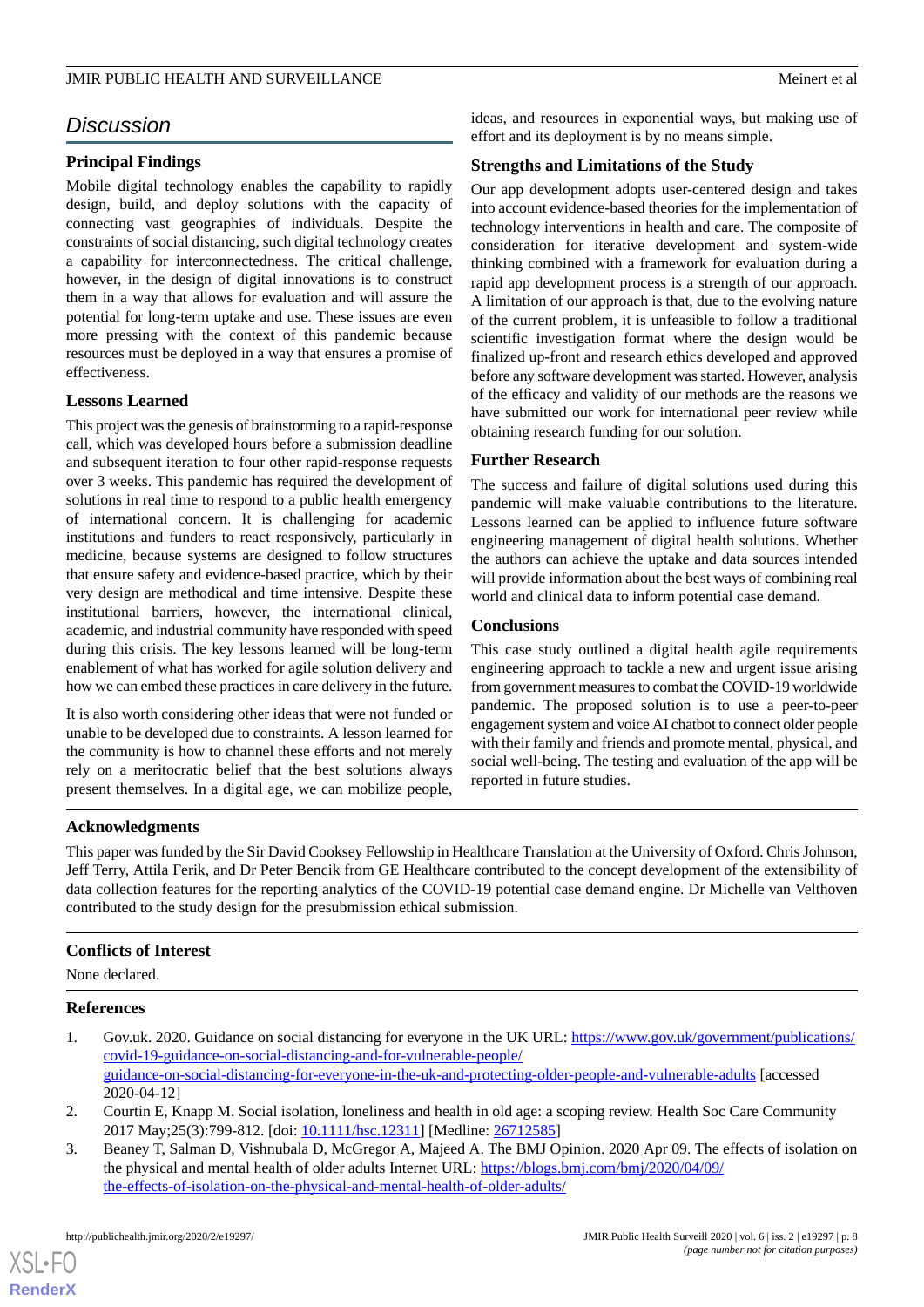## Discussion

### Principal Findings

Mobile digital technology enables the capability to rapidly design, build, and deploy solutions with the capacity of connecting vast geographies of individuals. Despite the constraints of social distancing, such digital technology creates a capability for interconnectedness. The critical challenge, however, in the design of digital innovations is to construct them in a way that allows for evaluation and will assure the potential for long-term uptake and use. These issues are even more pressing with the context of this pandemic because resources must be deployed in a way that ensures a promise of effectiveness.

### Lessons Learned

This project was the genesis of brainstorming to a rapid-response call, which was developed hours before a submission deadline and subsequent iteration to four other rapid-response requests over 3 weeks. This pandemic has required the development of solutions in real time to respond to a public health emergency of international concern. It is challenging for academic institutions and funders to react responsively, particularly in medicine, because systems are designed to follow structures that ensure safety and evidence-based practice, which by their very design are methodical and time intensive. Despite these institutional barriers, however, the international clinical, academic, and industrial community have responded with speed during this crisis. The key lessons learned will be long-term enablement of what has worked for agile solution delivery and how we can embed these practices in care delivery in the future.

It is also worth considering other ideas that were not funded or unable to be developed due to constraints. A lesson learned for the community is how to channel these efforts and not merely rely on a meritocratic belief that the best solutions always present themselves. In a digital age, we can mobilize people, ideas, and resources in exponential ways, but making use of effort and its deployment is by no means simple.

### Strengths and Limitations of the Study

Our app development adopts user-centered design and takes into account evidence-based theories for the implementation of technology interventions in health and care. The composite of consideration for iterative development and system-wide thinking combined with a framework for evaluation during a rapid app development process is a strength of our approach. A limitation of our approach is that, due to the evolving nature of the current problem, it is unfeasible to follow a traditional scientific investigation format where the design would be finalized up-front and research ethics developed and approved before any software development was started. However, analysis of the efficacy and validity of our methods are the reasons we have submitted our work for international peer review while obtaining research funding for our solution.

### Further Research

The success and failure of digital solutions used during this pandemic will make valuable contributions to the literature. Lessons learned can be applied to influence future software engineering management of digital health solutions. Whether the authors can achieve the uptake and data sources intended will provide information about the best ways of combining real world and clinical data to inform potential case demand.

### Conclusions

This case study outlined a digital health agile requirements engineering approach to tackle a new and urgent issue arising from government measures to combat the COVID-19 worldwide pandemic. The proposed solution is to use a peer-to-peer engagement system and voice AI chatbot to connect older people with their family and friends and promote mental, physical, and social well-being. The testing and evaluation of the app will be reported in future studies.

## Acknowledgments

This paper was funded by the Sir David Cooksey Fellowship in Healthcare Translation at the University of Oxford. Chris Johnson, Jeff Terry, Attila Ferik, and Dr Peter Bencik from GE Healthcare contributed to the concept development of the extensibility of data collection features for the reporting analytics of the COVID-19 potential case demand engine. Dr Michelle van Velthoven contributed to the study design for the presubmission ethical submission.

## Conflicts of Interest

None declared.

## References

1. Gov.uk. 2020. Guidance on social distancing for everyone in the UK URL: https://www.gov.uk/government/publications/covid-19-guidance-on-social-distancing-and-for-vulnerable-people/guidance-on-social-distancing-for-everyone-in-the-uk-and-protecting-older-people-and-vulnerable-adults [accessed 2020-04-12]
2. Courtin E, Knapp M. Social isolation, loneliness and health in old age: a scoping review. Health Soc Care Community 2017 May;25(3):799-812. [doi: 10.1111/hsc.12311] [Medline: 26712585]
3. Beaney T, Salman D, Vishnubala D, McGregor A, Majeed A. The BMJ Opinion. 2020 Apr 09. The effects of isolation on the physical and mental health of older adults Internet URL: https://blogs.bmj.com/bmj/2020/04/09/the-effects-of-isolation-on-the-physical-and-mental-health-of-older-adults/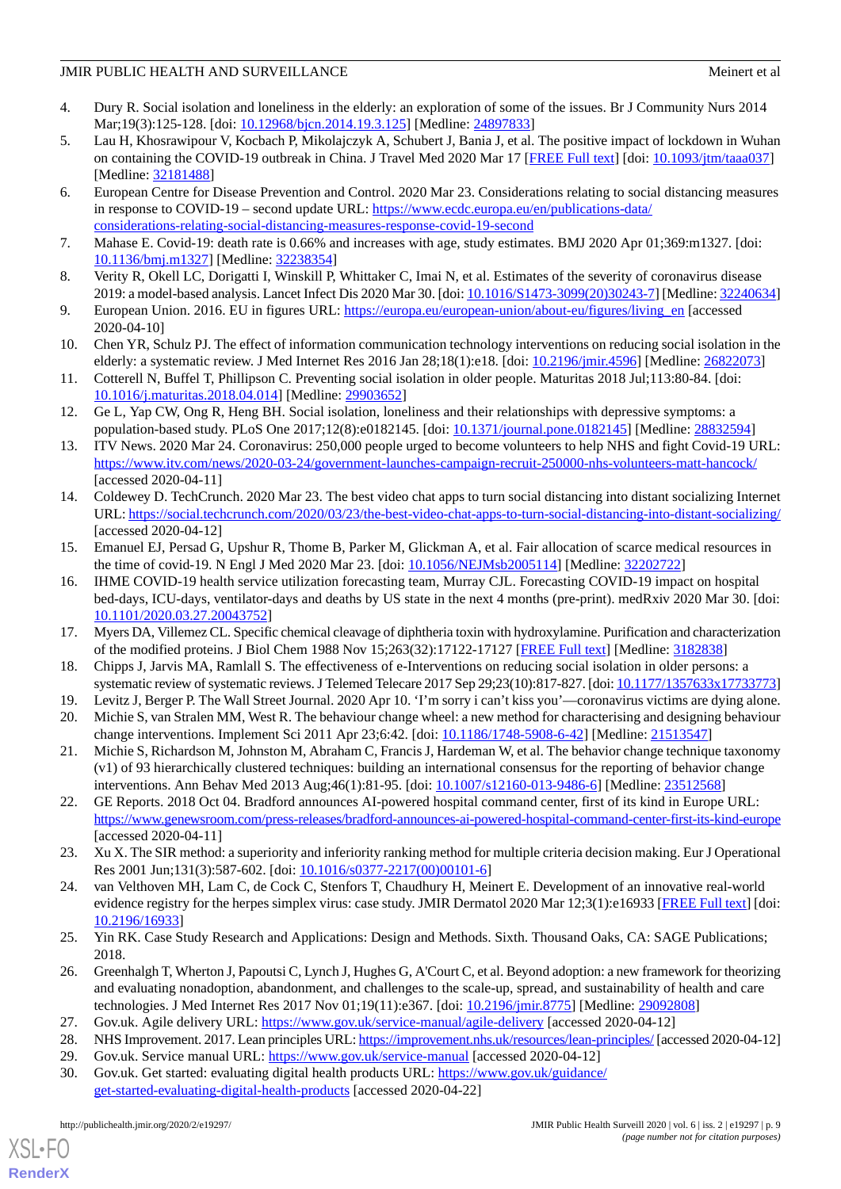4. Dury R. Social isolation and loneliness in the elderly: an exploration of some of the issues. Br J Community Nurs 2014 Mar;19(3):125-128. [doi: 10.12968/bjcn.2014.19.3.125] [Medline: 24897833]
5. Lau H, Khosrawipour V, Kocbach P, Mikolajczyk A, Schubert J, Bania J, et al. The positive impact of lockdown in Wuhan on containing the COVID-19 outbreak in China. J Travel Med 2020 Mar 17 [FREE Full text] [doi: 10.1093/jtm/taaa037] [Medline: 32181488]
6. European Centre for Disease Prevention and Control. 2020 Mar 23. Considerations relating to social distancing measures in response to COVID-19 – second update URL: https://www.ecdc.europa.eu/en/publications-data/considerations-relating-social-distancing-measures-response-covid-19-second
7. Mahase E. Covid-19: death rate is 0.66% and increases with age, study estimates. BMJ 2020 Apr 01;369:m1327. [doi: 10.1136/bmj.m1327] [Medline: 32238354]
8. Verity R, Okell LC, Dorigatti I, Winskill P, Whittaker C, Imai N, et al. Estimates of the severity of coronavirus disease 2019: a model-based analysis. Lancet Infect Dis 2020 Mar 30. [doi: 10.1016/S1473-3099(20)30243-7] [Medline: 32240634]
9. European Union. 2016. EU in figures URL: https://europa.eu/european-union/about-eu/figures/living_en [accessed 2020-04-10]
10. Chen YR, Schulz PJ. The effect of information communication technology interventions on reducing social isolation in the elderly: a systematic review. J Med Internet Res 2016 Jan 28;18(1):e18. [doi: 10.2196/jmir.4596] [Medline: 26822073]
11. Cotterell N, Buffel T, Phillipson C. Preventing social isolation in older people. Maturitas 2018 Jul;113:80-84. [doi: 10.1016/j.maturitas.2018.04.014] [Medline: 29903652]
12. Ge L, Yap CW, Ong R, Heng BH. Social isolation, loneliness and their relationships with depressive symptoms: a population-based study. PLoS One 2017;12(8):e0182145. [doi: 10.1371/journal.pone.0182145] [Medline: 28832594]
13. ITV News. 2020 Mar 24. Coronavirus: 250,000 people urged to become volunteers to help NHS and fight Covid-19 URL: https://www.itv.com/news/2020-03-24/government-launches-campaign-recruit-250000-nhs-volunteers-matt-hancock/ [accessed 2020-04-11]
14. Coldewey D. TechCrunch. 2020 Mar 23. The best video chat apps to turn social distancing into distant socializing Internet URL: https://social.techcrunch.com/2020/03/23/the-best-video-chat-apps-to-turn-social-distancing-into-distant-socializing/ [accessed 2020-04-12]
15. Emanuel EJ, Persad G, Upshur R, Thome B, Parker M, Glickman A, et al. Fair allocation of scarce medical resources in the time of covid-19. N Engl J Med 2020 Mar 23. [doi: 10.1056/NEJMsb2005114] [Medline: 32202722]
16. IHME COVID-19 health service utilization forecasting team, Murray CJL. Forecasting COVID-19 impact on hospital bed-days, ICU-days, ventilator-days and deaths by US state in the next 4 months (pre-print). medRxiv 2020 Mar 30. [doi: 10.1101/2020.03.27.20043752]
17. Myers DA, Villemez CL. Specific chemical cleavage of diphtheria toxin with hydroxylamine. Purification and characterization of the modified proteins. J Biol Chem 1988 Nov 15;263(32):17122-17127 [FREE Full text] [Medline: 3182838]
18. Chipps J, Jarvis MA, Ramlall S. The effectiveness of e-Interventions on reducing social isolation in older persons: a systematic review of systematic reviews. J Telemed Telecare 2017 Sep 29;23(10):817-827. [doi: 10.1177/1357633x17733773]
19. Levitz J, Berger P. The Wall Street Journal. 2020 Apr 10. 'I'm sorry i can't kiss you'—coronavirus victims are dying alone.
20. Michie S, van Stralen MM, West R. The behaviour change wheel: a new method for characterising and designing behaviour change interventions. Implement Sci 2011 Apr 23;6:42. [doi: 10.1186/1748-5908-6-42] [Medline: 21513547]
21. Michie S, Richardson M, Johnston M, Abraham C, Francis J, Hardeman W, et al. The behavior change technique taxonomy (v1) of 93 hierarchically clustered techniques: building an international consensus for the reporting of behavior change interventions. Ann Behav Med 2013 Aug;46(1):81-95. [doi: 10.1007/s12160-013-9486-6] [Medline: 23512568]
22. GE Reports. 2018 Oct 04. Bradford announces AI-powered hospital command center, first of its kind in Europe URL: https://www.genewsroom.com/press-releases/bradford-announces-ai-powered-hospital-command-center-first-its-kind-europe [accessed 2020-04-11]
23. Xu X. The SIR method: a superiority and inferiority ranking method for multiple criteria decision making. Eur J Operational Res 2001 Jun;131(3):587-602. [doi: 10.1016/s0377-2217(00)00101-6]
24. van Velthoven MH, Lam C, de Cock C, Stenfors T, Chaudhury H, Meinert E. Development of an innovative real-world evidence registry for the herpes simplex virus: case study. JMIR Dermatol 2020 Mar 12;3(1):e16933 [FREE Full text] [doi: 10.2196/16933]
25. Yin RK. Case Study Research and Applications: Design and Methods. Sixth. Thousand Oaks, CA: SAGE Publications; 2018.
26. Greenhalgh T, Wherton J, Papoutsi C, Lynch J, Hughes G, A'Court C, et al. Beyond adoption: a new framework for theorizing and evaluating nonadoption, abandonment, and challenges to the scale-up, spread, and sustainability of health and care technologies. J Med Internet Res 2017 Nov 01;19(11):e367. [doi: 10.2196/jmir.8775] [Medline: 29092808]
27. Gov.uk. Agile delivery URL: https://www.gov.uk/service-manual/agile-delivery [accessed 2020-04-12]
28. NHS Improvement. 2017. Lean principles URL: https://improvement.nhs.uk/resources/lean-principles/ [accessed 2020-04-12]
29. Gov.uk. Service manual URL: https://www.gov.uk/service-manual [accessed 2020-04-12]
30. Gov.uk. Get started: evaluating digital health products URL: https://www.gov.uk/guidance/get-started-evaluating-digital-health-products [accessed 2020-04-22]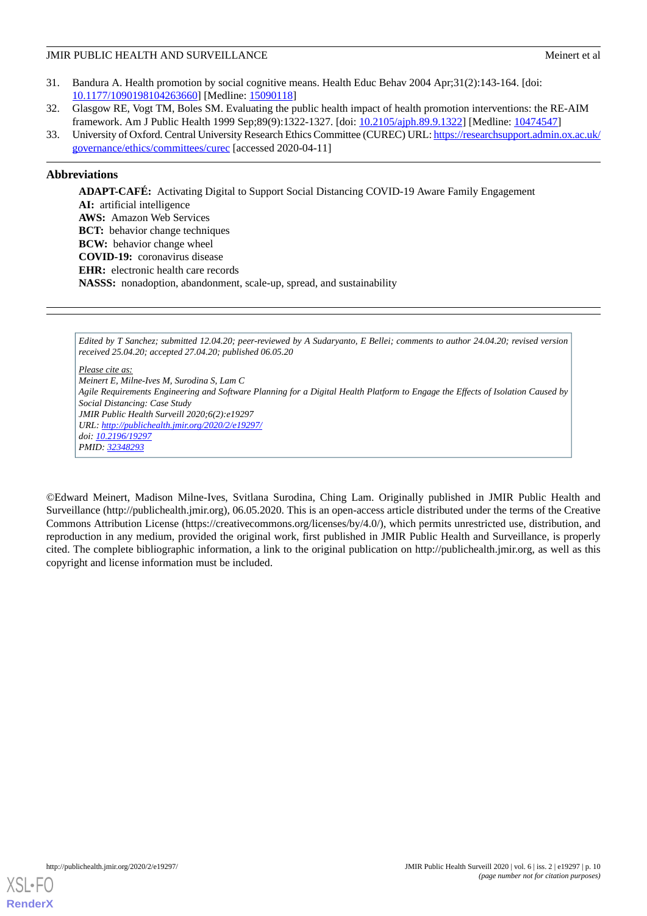31. Bandura A. Health promotion by social cognitive means. Health Educ Behav 2004 Apr;31(2):143-164. [doi: 10.1177/1090198104263660] [Medline: 15090118]
32. Glasgow RE, Vogt TM, Boles SM. Evaluating the public health impact of health promotion interventions: the RE-AIM framework. Am J Public Health 1999 Sep;89(9):1322-1327. [doi: 10.2105/ajph.89.9.1322] [Medline: 10474547]
33. University of Oxford. Central University Research Ethics Committee (CUREC) URL: https://researchsupport.admin.ox.ac.uk/governance/ethics/committees/curec [accessed 2020-04-11]

## Abbreviations

**ADAPT-CAFÉ:** Activating Digital to Support Social Distancing COVID-19 Aware Family Engagement
**AI:** artificial intelligence
**AWS:** Amazon Web Services
**BCT:** behavior change techniques
**BCW:** behavior change wheel
**COVID-19:** coronavirus disease
**EHR:** electronic health care records
**NASSS:** nonadoption, abandonment, scale-up, spread, and sustainability

*Edited by T Sanchez; submitted 12.04.20; peer-reviewed by A Sudaryanto, E Bellei; comments to author 24.04.20; revised version received 25.04.20; accepted 27.04.20; published 06.05.20*

*Please cite as:*
*Meinert E, Milne-Ives M, Surodina S, Lam C*
*Agile Requirements Engineering and Software Planning for a Digital Health Platform to Engage the Effects of Isolation Caused by Social Distancing: Case Study*
*JMIR Public Health Surveill 2020;6(2):e19297*
*URL: http://publichealth.jmir.org/2020/2/e19297/*
*doi: 10.2196/19297*
*PMID: 32348293*

©Edward Meinert, Madison Milne-Ives, Svitlana Surodina, Ching Lam. Originally published in JMIR Public Health and Surveillance (http://publichealth.jmir.org), 06.05.2020. This is an open-access article distributed under the terms of the Creative Commons Attribution License (https://creativecommons.org/licenses/by/4.0/), which permits unrestricted use, distribution, and reproduction in any medium, provided the original work, first published in JMIR Public Health and Surveillance, is properly cited. The complete bibliographic information, a link to the original publication on http://publichealth.jmir.org, as well as this copyright and license information must be included.